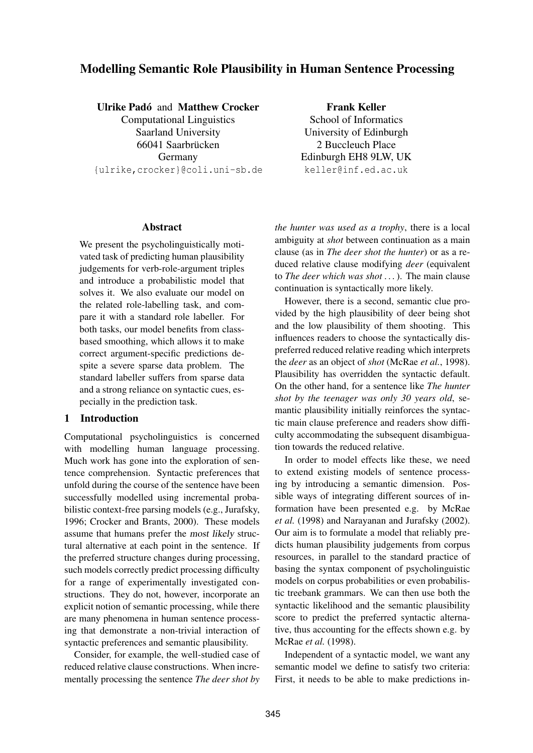# Modelling Semantic Role Plausibility in Human Sentence Processing

**Ulrike Padó** and **Matthew Crocker**
Computational Linguistics
Saarland University
66041 Saarbrücken
Germany
{ulrike,crocker}@coli.uni-sb.de

**Frank Keller**
School of Informatics
University of Edinburgh
2 Buccleuch Place
Edinburgh EH8 9LW, UK
keller@inf.ed.ac.uk

## Abstract

We present the psycholinguistically motivated task of predicting human plausibility judgements for verb-role-argument triples and introduce a probabilistic model that solves it. We also evaluate our model on the related role-labelling task, and compare it with a standard role labeller. For both tasks, our model benefits from class-based smoothing, which allows it to make correct argument-specific predictions despite a severe sparse data problem. The standard labeller suffers from sparse data and a strong reliance on syntactic cues, especially in the prediction task.

## 1 Introduction

Computational psycholinguistics is concerned with modelling human language processing. Much work has gone into the exploration of sentence comprehension. Syntactic preferences that unfold during the course of the sentence have been successfully modelled using incremental probabilistic context-free parsing models (e.g., Jurafsky, 1996; Crocker and Brants, 2000). These models assume that humans prefer the *most likely* structural alternative at each point in the sentence. If the preferred structure changes during processing, such models correctly predict processing difficulty for a range of experimentally investigated constructions. They do not, however, incorporate an explicit notion of semantic processing, while there are many phenomena in human sentence processing that demonstrate a non-trivial interaction of syntactic preferences and semantic plausibility.

Consider, for example, the well-studied case of reduced relative clause constructions. When incrementally processing the sentence *The deer shot by the hunter was used as a trophy*, there is a local ambiguity at *shot* between continuation as a main clause (as in *The deer shot the hunter*) or as a reduced relative clause modifying *deer* (equivalent to *The deer which was shot* ...). The main clause continuation is syntactically more likely.

However, there is a second, semantic clue provided by the high plausibility of deer being shot and the low plausibility of them shooting. This influences readers to choose the syntactically dispreferred reduced relative reading which interprets the *deer* as an object of *shot* (McRae *et al.*, 1998). Plausibility has overridden the syntactic default. On the other hand, for a sentence like *The hunter shot by the teenager was only 30 years old*, semantic plausibility initially reinforces the syntactic main clause preference and readers show difficulty accommodating the subsequent disambiguation towards the reduced relative.

In order to model effects like these, we need to extend existing models of sentence processing by introducing a semantic dimension. Possible ways of integrating different sources of information have been presented e.g. by McRae *et al.* (1998) and Narayanan and Jurafsky (2002). Our aim is to formulate a model that reliably predicts human plausibility judgements from corpus resources, in parallel to the standard practice of basing the syntax component of psycholinguistic models on corpus probabilities or even probabilistic treebank grammars. We can then use both the syntactic likelihood and the semantic plausibility score to predict the preferred syntactic alternative, thus accounting for the effects shown e.g. by McRae *et al.* (1998).

Independent of a syntactic model, we want any semantic model we define to satisfy two criteria: First, it needs to be able to make predictions in-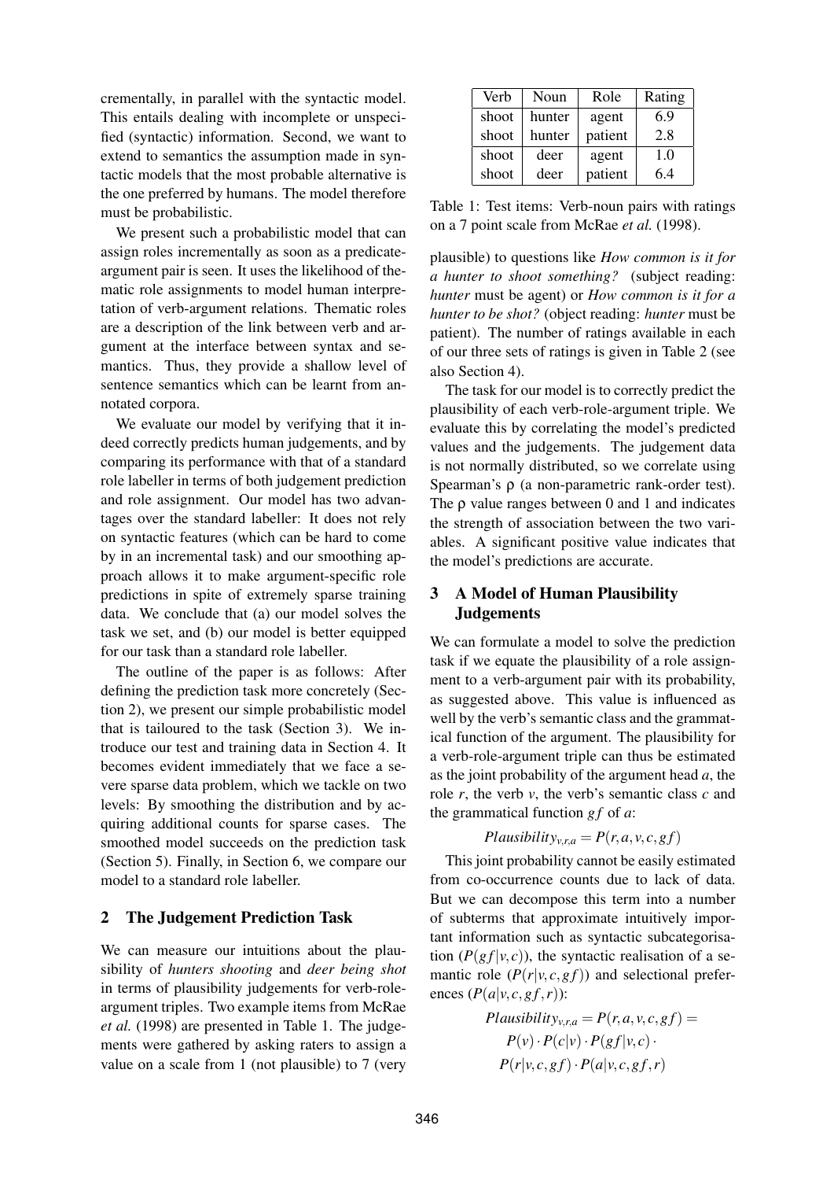crementally, in parallel with the syntactic model. This entails dealing with incomplete or unspecified (syntactic) information. Second, we want to extend to semantics the assumption made in syntactic models that the most probable alternative is the one preferred by humans. The model therefore must be probabilistic.

We present such a probabilistic model that can assign roles incrementally as soon as a predicate-argument pair is seen. It uses the likelihood of thematic role assignments to model human interpretation of verb-argument relations. Thematic roles are a description of the link between verb and argument at the interface between syntax and semantics. Thus, they provide a shallow level of sentence semantics which can be learnt from annotated corpora.

We evaluate our model by verifying that it indeed correctly predicts human judgements, and by comparing its performance with that of a standard role labeller in terms of both judgement prediction and role assignment. Our model has two advantages over the standard labeller: It does not rely on syntactic features (which can be hard to come by in an incremental task) and our smoothing approach allows it to make argument-specific role predictions in spite of extremely sparse training data. We conclude that (a) our model solves the task we set, and (b) our model is better equipped for our task than a standard role labeller.

The outline of the paper is as follows: After defining the prediction task more concretely (Section 2), we present our simple probabilistic model that is tailoured to the task (Section 3). We introduce our test and training data in Section 4. It becomes evident immediately that we face a severe sparse data problem, which we tackle on two levels: By smoothing the distribution and by acquiring additional counts for sparse cases. The smoothed model succeeds on the prediction task (Section 5). Finally, in Section 6, we compare our model to a standard role labeller.

## 2 The Judgement Prediction Task

We can measure our intuitions about the plausibility of *hunters shooting* and *deer being shot* in terms of plausibility judgements for verb-role-argument triples. Two example items from McRae *et al.* (1998) are presented in Table 1. The judgements were gathered by asking raters to assign a value on a scale from 1 (not plausible) to 7 (very plausible) to questions like *How common is it for a hunter to shoot something?* (subject reading: *hunter* must be agent) or *How common is it for a hunter to be shot?* (object reading: *hunter* must be patient). The number of ratings available in each of our three sets of ratings is given in Table 2 (see also Section 4).

| Verb | Noun | Role | Rating |
|---|---|---|---|
| shoot | hunter | agent | 6.9 |
| shoot | hunter | patient | 2.8 |
| shoot | deer | agent | 1.0 |
| shoot | deer | patient | 6.4 |

Table 1: Test items: Verb-noun pairs with ratings on a 7 point scale from McRae *et al.* (1998).

The task for our model is to correctly predict the plausibility of each verb-role-argument triple. We evaluate this by correlating the model's predicted values and the judgements. The judgement data is not normally distributed, so we correlate using Spearman's $\rho$ (a non-parametric rank-order test). The $\rho$ value ranges between 0 and 1 and indicates the strength of association between the two variables. A significant positive value indicates that the model's predictions are accurate.

## 3 A Model of Human Plausibility Judgements

We can formulate a model to solve the prediction task if we equate the plausibility of a role assignment to a verb-argument pair with its probability, as suggested above. This value is influenced as well by the verb's semantic class and the grammatical function of the argument. The plausibility for a verb-role-argument triple can thus be estimated as the joint probability of the argument head $a$, the role $r$, the verb $v$, the verb's semantic class $c$ and the grammatical function $gf$ of $a$:

$$Plausibility_{v,r,a} = P(r,a,v,c,gf)$$

This joint probability cannot be easily estimated from co-occurrence counts due to lack of data. But we can decompose this term into a number of subterms that approximate intuitively important information such as syntactic subcategorisation ($P(gf|v,c)$), the syntactic realisation of a semantic role ($P(r|v,c,gf)$) and selectional preferences ($P(a|v,c,gf,r)$):

$$Plausibility_{v,r,a} = P(r,a,v,c,gf) = P(v) \cdot P(c|v) \cdot P(gf|v,c) \cdot P(r|v,c,gf) \cdot P(a|v,c,gf,r)$$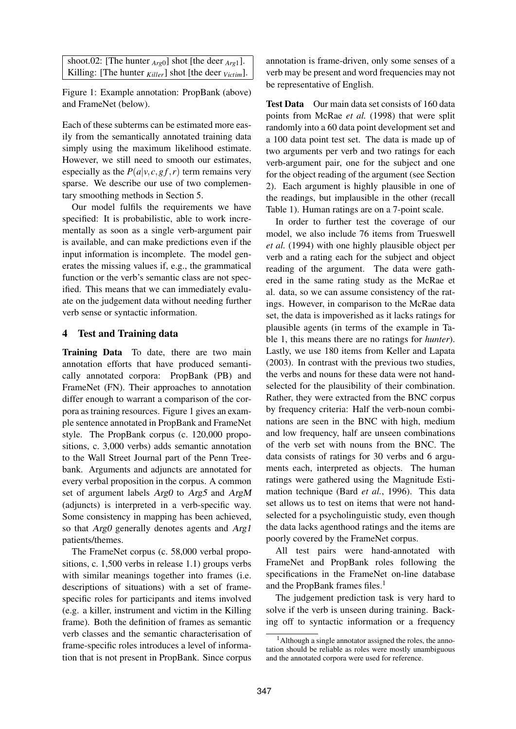shoot.02: [The hunter $_{Arg0}$] shot [the deer $_{Arg1}$].
Killing: [The hunter $_{Killer}$] shot [the deer $_{Victim}$].

Figure 1: Example annotation: PropBank (above) and FrameNet (below).

Each of these subterms can be estimated more easily from the semantically annotated training data simply using the maximum likelihood estimate. However, we still need to smooth our estimates, especially as the $P(a|v,c,gf,r)$ term remains very sparse. We describe our use of two complementary smoothing methods in Section 5.

Our model fulfils the requirements we have specified: It is probabilistic, able to work incrementally as soon as a single verb-argument pair is available, and can make predictions even if the input information is incomplete. The model generates the missing values if, e.g., the grammatical function or the verb's semantic class are not specified. This means that we can immediately evaluate on the judgement data without needing further verb sense or syntactic information.

## 4 Test and Training data

**Training Data** To date, there are two main annotation efforts that have produced semantically annotated corpora: PropBank (PB) and FrameNet (FN). Their approaches to annotation differ enough to warrant a comparison of the corpora as training resources. Figure 1 gives an example sentence annotated in PropBank and FrameNet style. The PropBank corpus (c. 120,000 propositions, c. 3,000 verbs) adds semantic annotation to the Wall Street Journal part of the Penn Treebank. Arguments and adjuncts are annotated for every verbal proposition in the corpus. A common set of argument labels *Arg0* to *Arg5* and *ArgM* (adjuncts) is interpreted in a verb-specific way. Some consistency in mapping has been achieved, so that *Arg0* generally denotes agents and *Arg1* patients/themes.

The FrameNet corpus (c. 58,000 verbal propositions, c. 1,500 verbs in release 1.1) groups verbs with similar meanings together into frames (i.e. descriptions of situations) with a set of frame-specific roles for participants and items involved (e.g. a killer, instrument and victim in the Killing frame). Both the definition of frames as semantic verb classes and the semantic characterisation of frame-specific roles introduces a level of information that is not present in PropBank. Since corpus annotation is frame-driven, only some senses of a verb may be present and word frequencies may not be representative of English.

**Test Data** Our main data set consists of 160 data points from McRae *et al.* (1998) that were split randomly into a 60 data point development set and a 100 data point test set. The data is made up of two arguments per verb and two ratings for each verb-argument pair, one for the subject and one for the object reading of the argument (see Section 2). Each argument is highly plausible in one of the readings, but implausible in the other (recall Table 1). Human ratings are on a 7-point scale.

In order to further test the coverage of our model, we also include 76 items from Trueswell *et al.* (1994) with one highly plausible object per verb and a rating each for the subject and object reading of the argument. The data were gathered in the same rating study as the McRae et al. data, so we can assume consistency of the ratings. However, in comparison to the McRae data set, the data is impoverished as it lacks ratings for plausible agents (in terms of the example in Table 1, this means there are no ratings for *hunter*). Lastly, we use 180 items from Keller and Lapata (2003). In contrast with the previous two studies, the verbs and nouns for these data were not hand-selected for the plausibility of their combination. Rather, they were extracted from the BNC corpus by frequency criteria: Half the verb-noun combinations are seen in the BNC with high, medium and low frequency, half are unseen combinations of the verb set with nouns from the BNC. The data consists of ratings for 30 verbs and 6 arguments each, interpreted as objects. The human ratings were gathered using the Magnitude Estimation technique (Bard *et al.*, 1996). This data set allows us to test on items that were not hand-selected for a psycholinguistic study, even though the data lacks agenthood ratings and the items are poorly covered by the FrameNet corpus.

All test pairs were hand-annotated with FrameNet and PropBank roles following the specifications in the FrameNet on-line database and the PropBank frames files.[1]

The judgement prediction task is very hard to solve if the verb is unseen during training. Backing off to syntactic information or a frequency

[1] Although a single annotator assigned the roles, the annotation should be reliable as roles were mostly unambiguous and the annotated corpora were used for reference.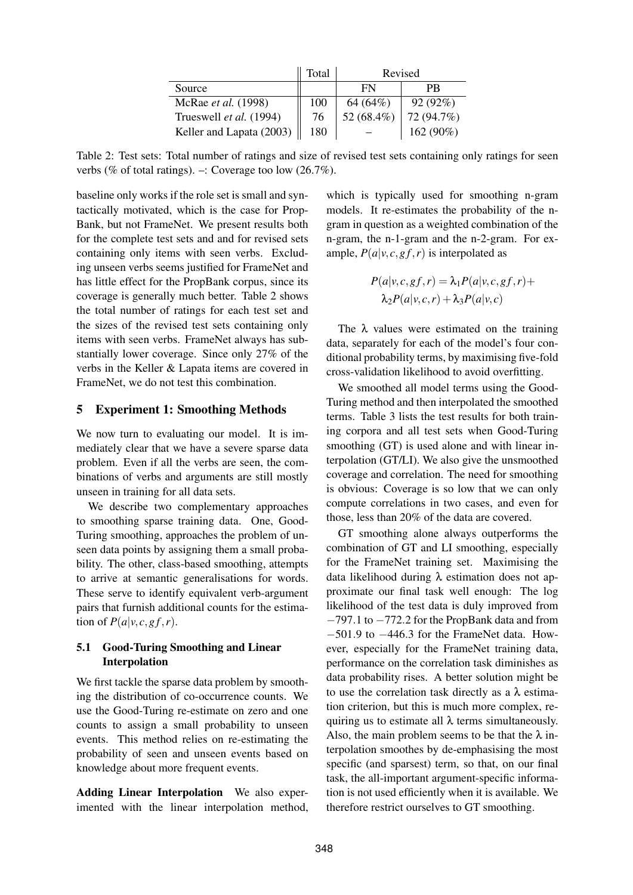| | Total | Revised | |
|---|---|---|---|
| Source | | FN | PB |
| McRae *et al.* (1998) | 100 | 64 (64%) | 92 (92%) |
| Trueswell *et al.* (1994) | 76 | 52 (68.4%) | 72 (94.7%) |
| Keller and Lapata (2003) | 180 | – | 162 (90%) |

Table 2: Test sets: Total number of ratings and size of revised test sets containing only ratings for seen verbs (% of total ratings). –: Coverage too low (26.7%).

baseline only works if the role set is small and syntactically motivated, which is the case for PropBank, but not FrameNet. We present results both for the complete test sets and and for revised sets containing only items with seen verbs. Excluding unseen verbs seems justified for FrameNet and has little effect for the PropBank corpus, since its coverage is generally much better. Table 2 shows the total number of ratings for each test set and the sizes of the revised test sets containing only items with seen verbs. FrameNet always has substantially lower coverage. Since only 27% of the verbs in the Keller & Lapata items are covered in FrameNet, we do not test this combination.

## 5 Experiment 1: Smoothing Methods

We now turn to evaluating our model. It is immediately clear that we have a severe sparse data problem. Even if all the verbs are seen, the combinations of verbs and arguments are still mostly unseen in training for all data sets.

We describe two complementary approaches to smoothing sparse training data. One, Good-Turing smoothing, approaches the problem of unseen data points by assigning them a small probability. The other, class-based smoothing, attempts to arrive at semantic generalisations for words. These serve to identify equivalent verb-argument pairs that furnish additional counts for the estimation of $P(a|v,c,gf,r)$.

### 5.1 Good-Turing Smoothing and Linear Interpolation

We first tackle the sparse data problem by smoothing the distribution of co-occurrence counts. We use the Good-Turing re-estimate on zero and one counts to assign a small probability to unseen events. This method relies on re-estimating the probability of seen and unseen events based on knowledge about more frequent events.

**Adding Linear Interpolation** We also experimented with the linear interpolation method, which is typically used for smoothing n-gram models. It re-estimates the probability of the n-gram in question as a weighted combination of the n-gram, the n-1-gram and the n-2-gram. For example, $P(a|v,c,gf,r)$ is interpolated as

$$P(a|v,c,gf,r) = \lambda_1 P(a|v,c,gf,r) + \lambda_2 P(a|v,c,r) + \lambda_3 P(a|v,c)$$

The $\lambda$ values were estimated on the training data, separately for each of the model's four conditional probability terms, by maximising five-fold cross-validation likelihood to avoid overfitting.

We smoothed all model terms using the Good-Turing method and then interpolated the smoothed terms. Table 3 lists the test results for both training corpora and all test sets when Good-Turing smoothing (GT) is used alone and with linear interpolation (GT/LI). We also give the unsmoothed coverage and correlation. The need for smoothing is obvious: Coverage is so low that we can only compute correlations in two cases, and even for those, less than 20% of the data are covered.

GT smoothing alone always outperforms the combination of GT and LI smoothing, especially for the FrameNet training set. Maximising the data likelihood during $\lambda$ estimation does not approximate our final task well enough: The log likelihood of the test data is duly improved from $-797.1$ to $-772.2$ for the PropBank data and from $-501.9$ to $-446.3$ for the FrameNet data. However, especially for the FrameNet training data, performance on the correlation task diminishes as data probability rises. A better solution might be to use the correlation task directly as a $\lambda$ estimation criterion, but this is much more complex, requiring us to estimate all $\lambda$ terms simultaneously. Also, the main problem seems to be that the $\lambda$ interpolation smoothes by de-emphasising the most specific (and sparsest) term, so that, on our final task, the all-important argument-specific information is not used efficiently when it is available. We therefore restrict ourselves to GT smoothing.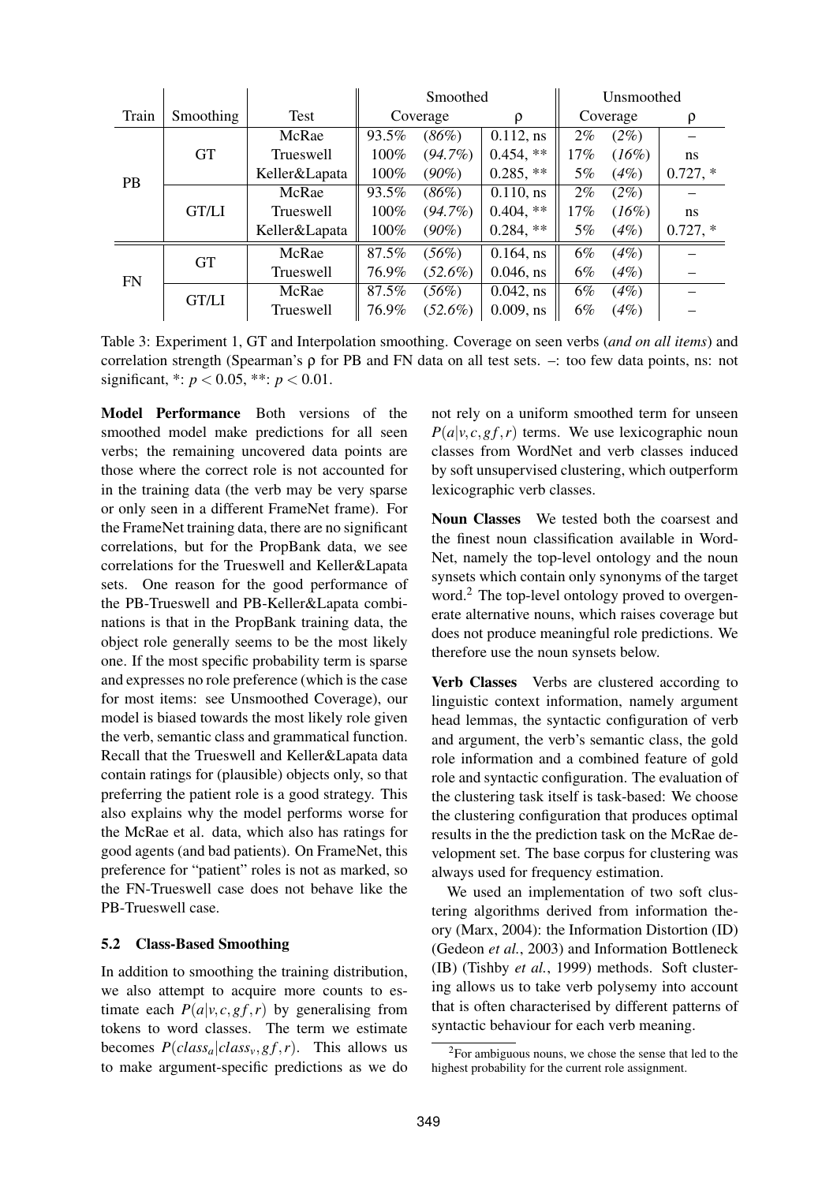| Train | Smoothing | Test | Smoothed | | | Unsmoothed | | |
|---|---|---|---|---|---|---|---|---|
| | | | Coverage | | ρ | Coverage | | ρ |
| PB | GT | McRae | 93.5% | *(86%)* | 0.112, ns | 2% | *(2%)* | – |
| | | Trueswell | 100% | *(94.7%)* | 0.454, ** | 17% | *(16%)* | ns |
| | | Keller&Lapata | 100% | *(90%)* | 0.285, ** | 5% | *(4%)* | 0.727, * |
| | GT/LI | McRae | 93.5% | *(86%)* | 0.110, ns | 2% | *(2%)* | – |
| | | Trueswell | 100% | *(94.7%)* | 0.404, ** | 17% | *(16%)* | ns |
| | | Keller&Lapata | 100% | *(90%)* | 0.284, ** | 5% | *(4%)* | 0.727, * |
| FN | GT | McRae | 87.5% | *(56%)* | 0.164, ns | 6% | *(4%)* | – |
| | | Trueswell | 76.9% | *(52.6%)* | 0.046, ns | 6% | *(4%)* | – |
| | GT/LI | McRae | 87.5% | *(56%)* | 0.042, ns | 6% | *(4%)* | – |
| | | Trueswell | 76.9% | *(52.6%)* | 0.009, ns | 6% | *(4%)* | – |

Table 3: Experiment 1, GT and Interpolation smoothing. Coverage on seen verbs (*and on all items*) and correlation strength (Spearman's ρ for PB and FN data on all test sets. –: too few data points, ns: not significant, *: $p < 0.05$, **: $p < 0.01$.

**Model Performance** Both versions of the smoothed model make predictions for all seen verbs; the remaining uncovered data points are those where the correct role is not accounted for in the training data (the verb may be very sparse or only seen in a different FrameNet frame). For the FrameNet training data, there are no significant correlations, but for the PropBank data, we see correlations for the Trueswell and Keller&Lapata sets. One reason for the good performance of the PB-Trueswell and PB-Keller&Lapata combinations is that in the PropBank training data, the object role generally seems to be the most likely one. If the most specific probability term is sparse and expresses no role preference (which is the case for most items: see Unsmoothed Coverage), our model is biased towards the most likely role given the verb, semantic class and grammatical function. Recall that the Trueswell and Keller&Lapata data contain ratings for (plausible) objects only, so that preferring the patient role is a good strategy. This also explains why the model performs worse for the McRae et al. data, which also has ratings for good agents (and bad patients). On FrameNet, this preference for "patient" roles is not as marked, so the FN-Trueswell case does not behave like the PB-Trueswell case.

### 5.2 Class-Based Smoothing

In addition to smoothing the training distribution, we also attempt to acquire more counts to estimate each $P(a|v,c,gf,r)$ by generalising from tokens to word classes. The term we estimate becomes $P(class_a|class_v,gf,r)$. This allows us to make argument-specific predictions as we do not rely on a uniform smoothed term for unseen $P(a|v,c,gf,r)$ terms. We use lexicographic noun classes from WordNet and verb classes induced by soft unsupervised clustering, which outperform lexicographic verb classes.

**Noun Classes** We tested both the coarsest and the finest noun classification available in WordNet, namely the top-level ontology and the noun synsets which contain only synonyms of the target word.[2] The top-level ontology proved to overgenerate alternative nouns, which raises coverage but does not produce meaningful role predictions. We therefore use the noun synsets below.

**Verb Classes** Verbs are clustered according to linguistic context information, namely argument head lemmas, the syntactic configuration of verb and argument, the verb's semantic class, the gold role information and a combined feature of gold role and syntactic configuration. The evaluation of the clustering task itself is task-based: We choose the clustering configuration that produces optimal results in the the prediction task on the McRae development set. The base corpus for clustering was always used for frequency estimation.

We used an implementation of two soft clustering algorithms derived from information theory (Marx, 2004): the Information Distortion (ID) (Gedeon *et al.*, 2003) and Information Bottleneck (IB) (Tishby *et al.*, 1999) methods. Soft clustering allows us to take verb polysemy into account that is often characterised by different patterns of syntactic behaviour for each verb meaning.

[2]For ambiguous nouns, we chose the sense that led to the highest probability for the current role assignment.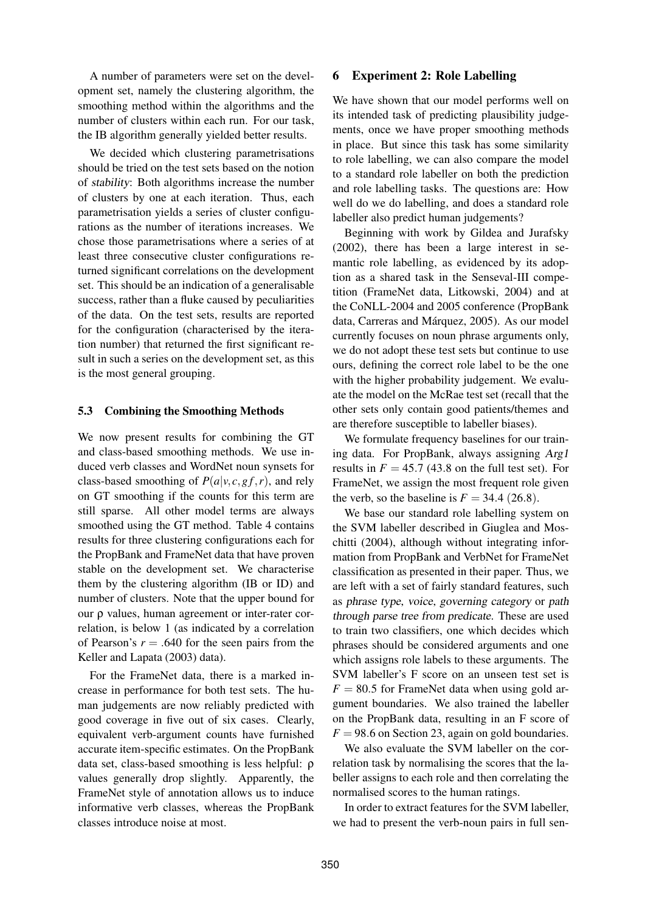A number of parameters were set on the development set, namely the clustering algorithm, the smoothing method within the algorithms and the number of clusters within each run. For our task, the IB algorithm generally yielded better results.

We decided which clustering parametrisations should be tried on the test sets based on the notion of *stability*: Both algorithms increase the number of clusters by one at each iteration. Thus, each parametrisation yields a series of cluster configurations as the number of iterations increases. We chose those parametrisations where a series of at least three consecutive cluster configurations returned significant correlations on the development set. This should be an indication of a generalisable success, rather than a fluke caused by peculiarities of the data. On the test sets, results are reported for the configuration (characterised by the iteration number) that returned the first significant result in such a series on the development set, as this is the most general grouping.

### 5.3 Combining the Smoothing Methods

We now present results for combining the GT and class-based smoothing methods. We use induced verb classes and WordNet noun synsets for class-based smoothing of $P(a|v,c,gf,r)$, and rely on GT smoothing if the counts for this term are still sparse. All other model terms are always smoothed using the GT method. Table 4 contains results for three clustering configurations each for the PropBank and FrameNet data that have proven stable on the development set. We characterise them by the clustering algorithm (IB or ID) and number of clusters. Note that the upper bound for our ρ values, human agreement or inter-rater correlation, is below 1 (as indicated by a correlation of Pearson's $r = .640$ for the seen pairs from the Keller and Lapata (2003) data).

For the FrameNet data, there is a marked increase in performance for both test sets. The human judgements are now reliably predicted with good coverage in five out of six cases. Clearly, equivalent verb-argument counts have furnished accurate item-specific estimates. On the PropBank data set, class-based smoothing is less helpful: ρ values generally drop slightly. Apparently, the FrameNet style of annotation allows us to induce informative verb classes, whereas the PropBank classes introduce noise at most.

## 6 Experiment 2: Role Labelling

We have shown that our model performs well on its intended task of predicting plausibility judgements, once we have proper smoothing methods in place. But since this task has some similarity to role labelling, we can also compare the model to a standard role labeller on both the prediction and role labelling tasks. The questions are: How well do we do labelling, and does a standard role labeller also predict human judgements?

Beginning with work by Gildea and Jurafsky (2002), there has been a large interest in semantic role labelling, as evidenced by its adoption as a shared task in the Senseval-III competition (FrameNet data, Litkowski, 2004) and at the CoNLL-2004 and 2005 conference (PropBank data, Carreras and Márquez, 2005). As our model currently focuses on noun phrase arguments only, we do not adopt these test sets but continue to use ours, defining the correct role label to be the one with the higher probability judgement. We evaluate the model on the McRae test set (recall that the other sets only contain good patients/themes and are therefore susceptible to labeller biases).

We formulate frequency baselines for our training data. For PropBank, always assigning *Arg1* results in $F = 45.7$ (43.8 on the full test set). For FrameNet, we assign the most frequent role given the verb, so the baseline is $F = 34.4$ (26.8).

We base our standard role labelling system on the SVM labeller described in Giuglea and Moschitti (2004), although without integrating information from PropBank and VerbNet for FrameNet classification as presented in their paper. Thus, we are left with a set of fairly standard features, such as *phrase type*, *voice*, *governing category* or *path through parse tree from predicate*. These are used to train two classifiers, one which decides which phrases should be considered arguments and one which assigns role labels to these arguments. The SVM labeller's F score on an unseen test set is $F = 80.5$ for FrameNet data when using gold argument boundaries. We also trained the labeller on the PropBank data, resulting in an F score of $F = 98.6$ on Section 23, again on gold boundaries.

We also evaluate the SVM labeller on the correlation task by normalising the scores that the labeller assigns to each role and then correlating the normalised scores to the human ratings.

In order to extract features for the SVM labeller, we had to present the verb-noun pairs in full sen-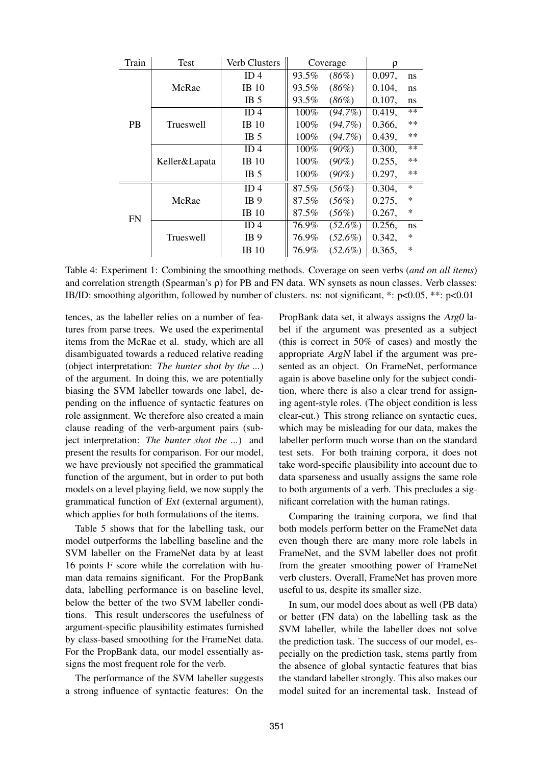| Train | Test | Verb Clusters | Coverage | | ρ | |
|---|---|---|---|---|---|---|
| PB | McRae | ID 4 | 93.5% | *(86%)* | 0.097, | ns |
| | | IB 10 | 93.5% | *(86%)* | 0.104, | ns |
| | | IB 5 | 93.5% | *(86%)* | 0.107, | ns |
| | Trueswell | ID 4 | 100% | *(94.7%)* | 0.419, | ** |
| | | IB 10 | 100% | *(94.7%)* | 0.366, | ** |
| | | IB 5 | 100% | *(94.7%)* | 0.439, | ** |
| | Keller&Lapata | ID 4 | 100% | *(90%)* | 0.300, | ** |
| | | IB 10 | 100% | *(90%)* | 0.255, | ** |
| | | IB 5 | 100% | *(90%)* | 0.297, | ** |
| FN | McRae | ID 4 | 87.5% | *(56%)* | 0.304, | * |
| | | IB 9 | 87.5% | *(56%)* | 0.275, | * |
| | | IB 10 | 87.5% | *(56%)* | 0.267, | * |
| | Trueswell | ID 4 | 76.9% | *(52.6%)* | 0.256, | ns |
| | | IB 9 | 76.9% | *(52.6%)* | 0.342, | * |
| | | IB 10 | 76.9% | *(52.6%)* | 0.365, | * |

Table 4: Experiment 1: Combining the smoothing methods. Coverage on seen verbs (*and on all items*) and correlation strength (Spearman's ρ) for PB and FN data. WN synsets as noun classes. Verb classes: IB/ID: smoothing algorithm, followed by number of clusters. ns: not significant, *: $p<0.05$, **: $p<0.01$

tences, as the labeller relies on a number of features from parse trees. We used the experimental items from the McRae et al. study, which are all disambiguated towards a reduced relative reading (object interpretation: *The hunter shot by the ...*) of the argument. In doing this, we are potentially biasing the SVM labeller towards one label, depending on the influence of syntactic features on role assignment. We therefore also created a main clause reading of the verb-argument pairs (subject interpretation: *The hunter shot the ...*) and present the results for comparison. For our model, we have previously not specified the grammatical function of the argument, but in order to put both models on a level playing field, we now supply the grammatical function of *Ext* (external argument), which applies for both formulations of the items.

Table 5 shows that for the labelling task, our model outperforms the labelling baseline and the SVM labeller on the FrameNet data by at least 16 points F score while the correlation with human data remains significant. For the PropBank data, labelling performance is on baseline level, below the better of the two SVM labeller conditions. This result underscores the usefulness of argument-specific plausibility estimates furnished by class-based smoothing for the FrameNet data. For the PropBank data, our model essentially assigns the most frequent role for the verb.

The performance of the SVM labeller suggests a strong influence of syntactic features: On the PropBank data set, it always assigns the *Arg0* label if the argument was presented as a subject (this is correct in 50% of cases) and mostly the appropriate *ArgN* label if the argument was presented as an object. On FrameNet, performance again is above baseline only for the subject condition, where there is also a clear trend for assigning agent-style roles. (The object condition is less clear-cut.) This strong reliance on syntactic cues, which may be misleading for our data, makes the labeller perform much worse than on the standard test sets. For both training corpora, it does not take word-specific plausibility into account due to data sparseness and usually assigns the same role to both arguments of a verb. This precludes a significant correlation with the human ratings.

Comparing the training corpora, we find that both models perform better on the FrameNet data even though there are many more role labels in FrameNet, and the SVM labeller does not profit from the greater smoothing power of FrameNet verb clusters. Overall, FrameNet has proven more useful to us, despite its smaller size.

In sum, our model does about as well (PB data) or better (FN data) on the labelling task as the SVM labeller, while the labeller does not solve the prediction task. The success of our model, especially on the prediction task, stems partly from the absence of global syntactic features that bias the standard labeller strongly. This also makes our model suited for an incremental task. Instead of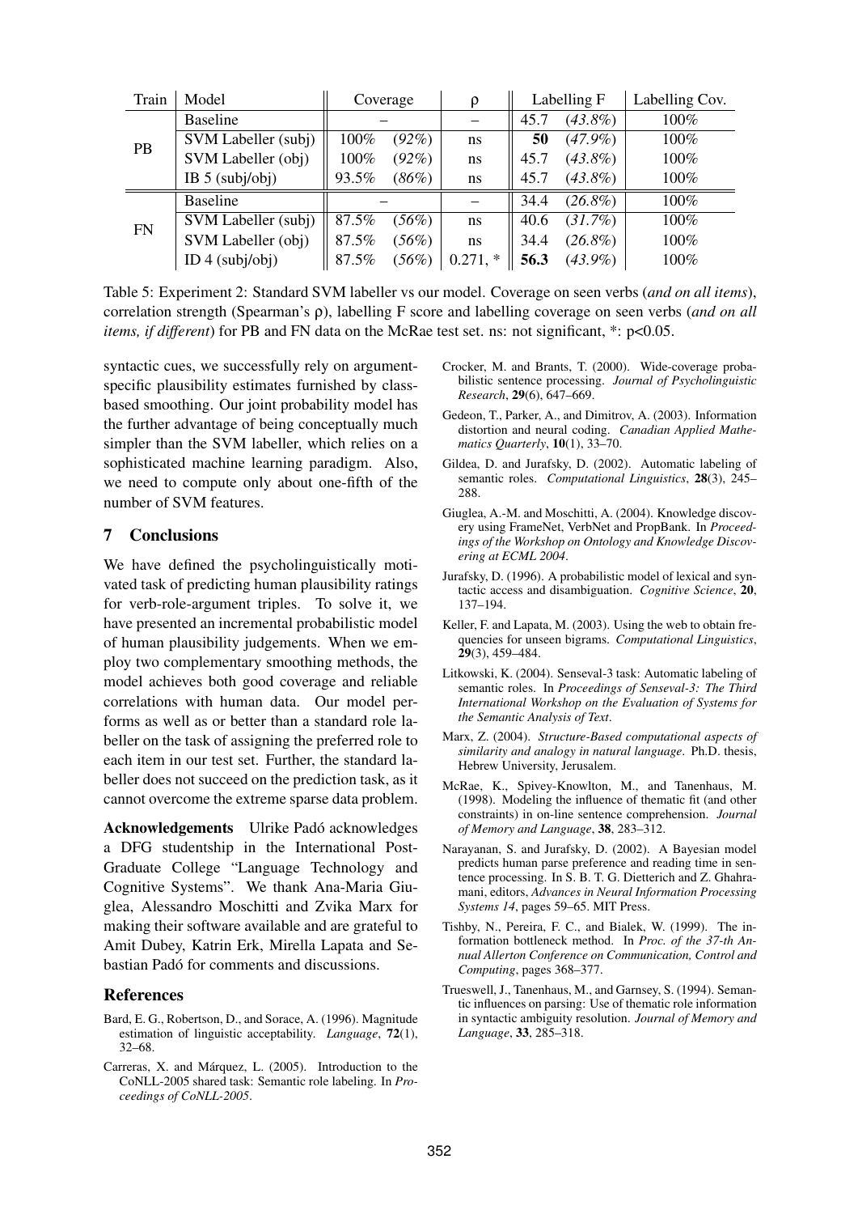| Train | Model | Coverage | | ρ | Labelling F | | Labelling Cov. |
|---|---|---|---|---|---|---|---|
| PB | Baseline | – | | – | 45.7 | *(43.8%)* | 100% |
| | SVM Labeller (subj) | 100% | *(92%)* | ns | **50** | *(47.9%)* | 100% |
| | SVM Labeller (obj) | 100% | *(92%)* | ns | 45.7 | *(43.8%)* | 100% |
| | IB 5 (subj/obj) | 93.5% | *(86%)* | ns | 45.7 | *(43.8%)* | 100% |
| FN | Baseline | – | | – | 34.4 | *(26.8%)* | 100% |
| | SVM Labeller (subj) | 87.5% | *(56%)* | ns | 40.6 | *(31.7%)* | 100% |
| | SVM Labeller (obj) | 87.5% | *(56%)* | ns | 34.4 | *(26.8%)* | 100% |
| | ID 4 (subj/obj) | 87.5% | *(56%)* | 0.271, * | **56.3** | *(43.9%)* | 100% |

Table 5: Experiment 2: Standard SVM labeller vs our model. Coverage on seen verbs (*and on all items*), correlation strength (Spearman's ρ), labelling F score and labelling coverage on seen verbs (*and on all items, if different*) for PB and FN data on the McRae test set. ns: not significant, *: p<0.05.

syntactic cues, we successfully rely on argument-specific plausibility estimates furnished by class-based smoothing. Our joint probability model has the further advantage of being conceptually much simpler than the SVM labeller, which relies on a sophisticated machine learning paradigm. Also, we need to compute only about one-fifth of the number of SVM features.

## 7 Conclusions

We have defined the psycholinguistically motivated task of predicting human plausibility ratings for verb-role-argument triples. To solve it, we have presented an incremental probabilistic model of human plausibility judgements. When we employ two complementary smoothing methods, the model achieves both good coverage and reliable correlations with human data. Our model performs as well as or better than a standard role labeller on the task of assigning the preferred role to each item in our test set. Further, the standard labeller does not succeed on the prediction task, as it cannot overcome the extreme sparse data problem.

**Acknowledgements** Ulrike Padó acknowledges a DFG studentship in the International Post-Graduate College "Language Technology and Cognitive Systems". We thank Ana-Maria Giuglea, Alessandro Moschitti and Zvika Marx for making their software available and are grateful to Amit Dubey, Katrin Erk, Mirella Lapata and Sebastian Padó for comments and discussions.

## References

Bard, E. G., Robertson, D., and Sorace, A. (1996). Magnitude estimation of linguistic acceptability. *Language*, **72**(1), 32–68.

Carreras, X. and Márquez, L. (2005). Introduction to the CoNLL-2005 shared task: Semantic role labeling. In *Proceedings of CoNLL-2005*.

Crocker, M. and Brants, T. (2000). Wide-coverage probabilistic sentence processing. *Journal of Psycholinguistic Research*, **29**(6), 647–669.

Gedeon, T., Parker, A., and Dimitrov, A. (2003). Information distortion and neural coding. *Canadian Applied Mathematics Quarterly*, **10**(1), 33–70.

Gildea, D. and Jurafsky, D. (2002). Automatic labeling of semantic roles. *Computational Linguistics*, **28**(3), 245–288.

Giuglea, A.-M. and Moschitti, A. (2004). Knowledge discovery using FrameNet, VerbNet and PropBank. In *Proceedings of the Workshop on Ontology and Knowledge Discovering at ECML 2004*.

Jurafsky, D. (1996). A probabilistic model of lexical and syntactic access and disambiguation. *Cognitive Science*, **20**, 137–194.

Keller, F. and Lapata, M. (2003). Using the web to obtain frequencies for unseen bigrams. *Computational Linguistics*, **29**(3), 459–484.

Litkowski, K. (2004). Senseval-3 task: Automatic labeling of semantic roles. In *Proceedings of Senseval-3: The Third International Workshop on the Evaluation of Systems for the Semantic Analysis of Text*.

Marx, Z. (2004). *Structure-Based computational aspects of similarity and analogy in natural language*. Ph.D. thesis, Hebrew University, Jerusalem.

McRae, K., Spivey-Knowlton, M., and Tanenhaus, M. (1998). Modeling the influence of thematic fit (and other constraints) in on-line sentence comprehension. *Journal of Memory and Language*, **38**, 283–312.

Narayanan, S. and Jurafsky, D. (2002). A Bayesian model predicts human parse preference and reading time in sentence processing. In S. B. T. G. Dietterich and Z. Ghahramani, editors, *Advances in Neural Information Processing Systems 14*, pages 59–65. MIT Press.

Tishby, N., Pereira, F. C., and Bialek, W. (1999). The information bottleneck method. In *Proc. of the 37-th Annual Allerton Conference on Communication, Control and Computing*, pages 368–377.

Trueswell, J., Tanenhaus, M., and Garnsey, S. (1994). Semantic influences on parsing: Use of thematic role information in syntactic ambiguity resolution. *Journal of Memory and Language*, **33**, 285–318.